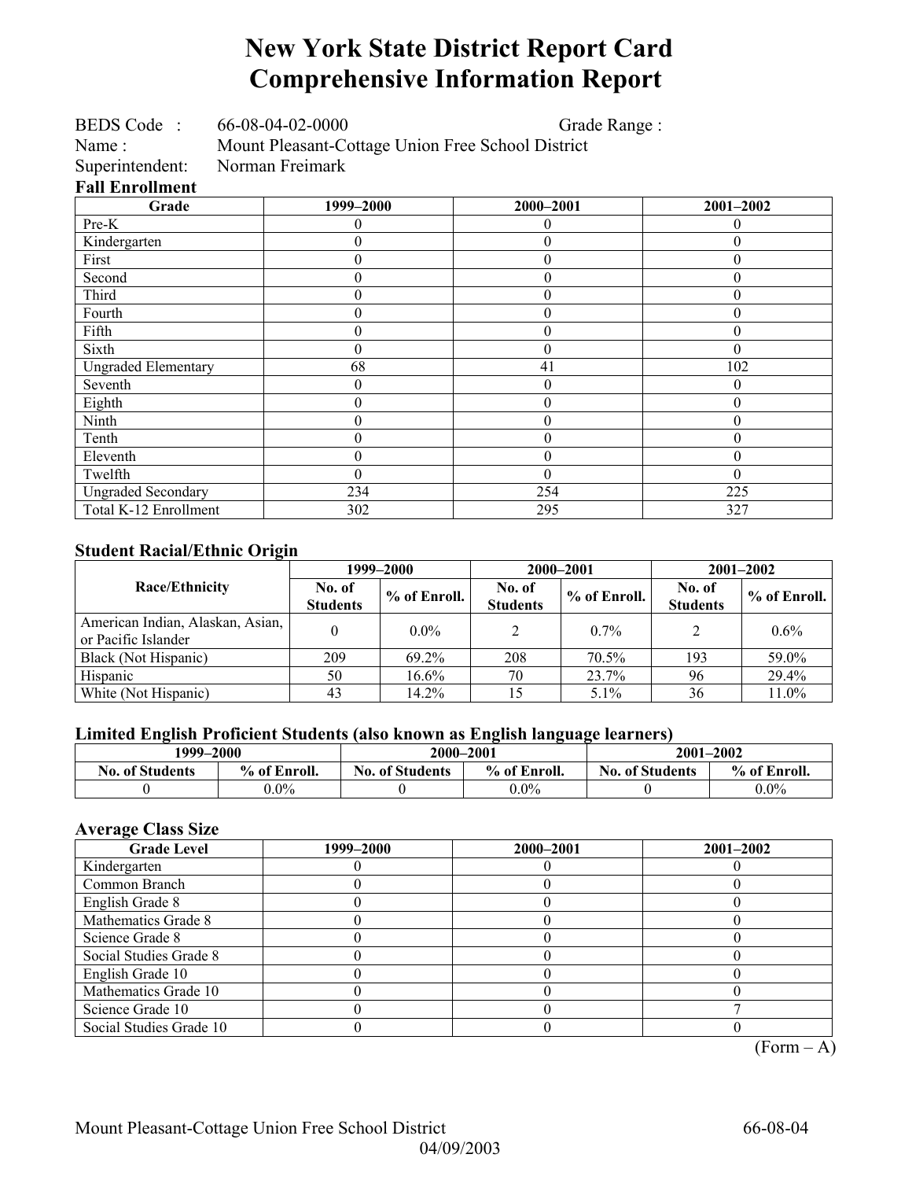# New York State District Report Card
# Comprehensive Information Report

BEDS Code : 66-08-04-02-0000 Grade Range :
Name : Mount Pleasant-Cottage Union Free School District
Superintendent: Norman Freimark

### Fall Enrollment

| Grade | 1999–2000 | 2000–2001 | 2001–2002 |
|---|---|---|---|
| Pre-K | 0 | 0 | 0 |
| Kindergarten | 0 | 0 | 0 |
| First | 0 | 0 | 0 |
| Second | 0 | 0 | 0 |
| Third | 0 | 0 | 0 |
| Fourth | 0 | 0 | 0 |
| Fifth | 0 | 0 | 0 |
| Sixth | 0 | 0 | 0 |
| Ungraded Elementary | 68 | 41 | 102 |
| Seventh | 0 | 0 | 0 |
| Eighth | 0 | 0 | 0 |
| Ninth | 0 | 0 | 0 |
| Tenth | 0 | 0 | 0 |
| Eleventh | 0 | 0 | 0 |
| Twelfth | 0 | 0 | 0 |
| Ungraded Secondary | 234 | 254 | 225 |
| Total K-12 Enrollment | 302 | 295 | 327 |

### Student Racial/Ethnic Origin

| Race/Ethnicity | 1999–2000 | | 2000–2001 | | 2001–2002 | |
|---|---|---|---|---|---|---|
| | No. of Students | % of Enroll. | No. of Students | % of Enroll. | No. of Students | % of Enroll. |
| American Indian, Alaskan, Asian, or Pacific Islander | 0 | 0.0% | 2 | 0.7% | 2 | 0.6% |
| Black (Not Hispanic) | 209 | 69.2% | 208 | 70.5% | 193 | 59.0% |
| Hispanic | 50 | 16.6% | 70 | 23.7% | 96 | 29.4% |
| White (Not Hispanic) | 43 | 14.2% | 15 | 5.1% | 36 | 11.0% |

### Limited English Proficient Students (also known as English language learners)

| 1999–2000 | | 2000–2001 | | 2001–2002 | |
|---|---|---|---|---|---|
| No. of Students | % of Enroll. | No. of Students | % of Enroll. | No. of Students | % of Enroll. |
| 0 | 0.0% | 0 | 0.0% | 0 | 0.0% |

### Average Class Size

| Grade Level | 1999–2000 | 2000–2001 | 2001–2002 |
|---|---|---|---|
| Kindergarten | 0 | 0 | 0 |
| Common Branch | 0 | 0 | 0 |
| English Grade 8 | 0 | 0 | 0 |
| Mathematics Grade 8 | 0 | 0 | 0 |
| Science Grade 8 | 0 | 0 | 0 |
| Social Studies Grade 8 | 0 | 0 | 0 |
| English Grade 10 | 0 | 0 | 0 |
| Mathematics Grade 10 | 0 | 0 | 0 |
| Science Grade 10 | 0 | 0 | 7 |
| Social Studies Grade 10 | 0 | 0 | 0 |

(Form – A)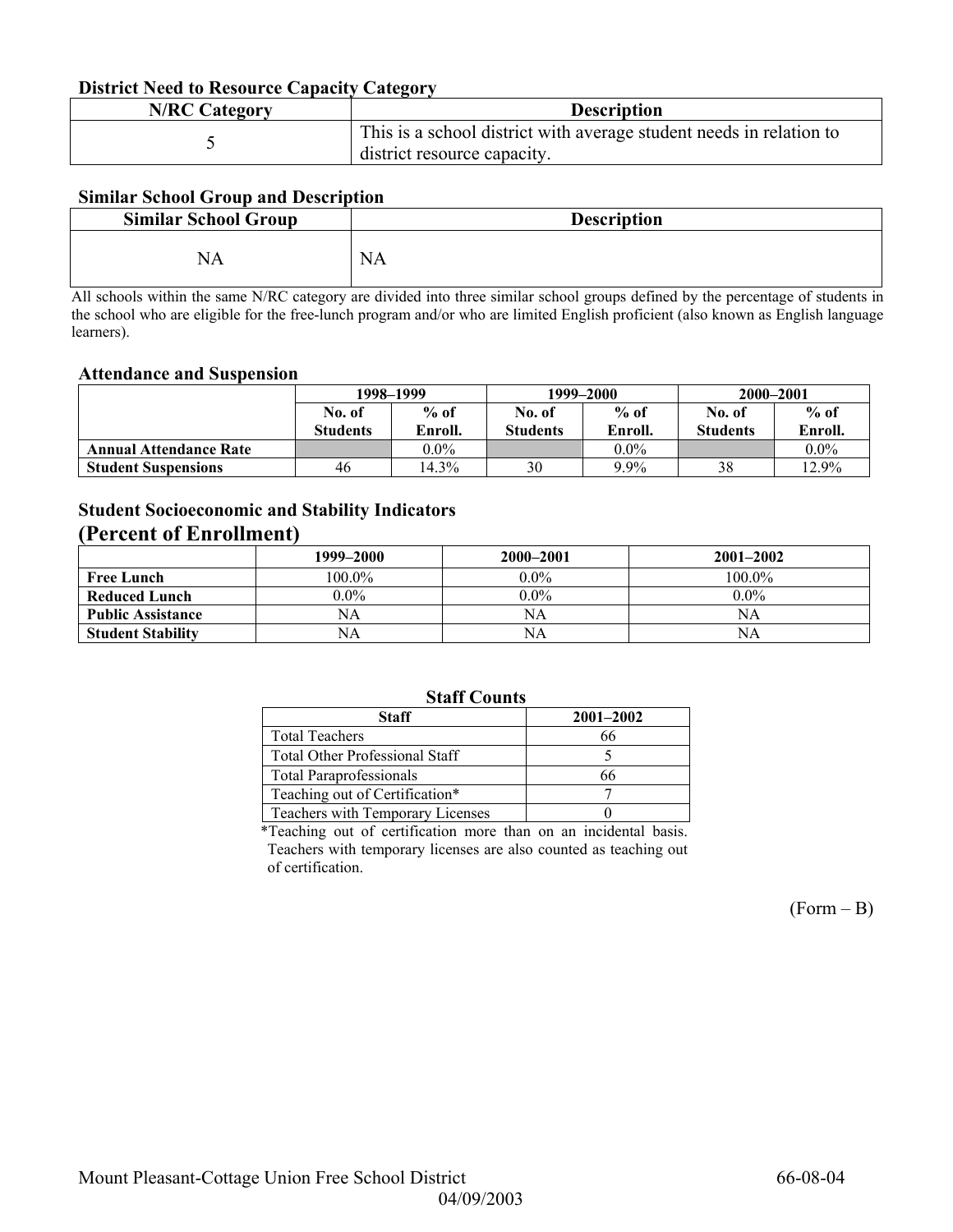### District Need to Resource Capacity Category

| N/RC Category | Description |
|---|---|
| 5 | This is a school district with average student needs in relation to district resource capacity. |

### Similar School Group and Description

| Similar School Group | Description |
|---|---|
| NA | NA |

All schools within the same N/RC category are divided into three similar school groups defined by the percentage of students in the school who are eligible for the free-lunch program and/or who are limited English proficient (also known as English language learners).

### Attendance and Suspension

| | 1998–1999 | | 1999–2000 | | 2000–2001 | |
|---|---|---|---|---|---|---|
| | No. of Students | % of Enroll. | No. of Students | % of Enroll. | No. of Students | % of Enroll. |
| **Annual Attendance Rate** | | 0.0% | | 0.0% | | 0.0% |
| **Student Suspensions** | 46 | 14.3% | 30 | 9.9% | 38 | 12.9% |

### Student Socioeconomic and Stability Indicators
## (Percent of Enrollment)

| | 1999–2000 | 2000–2001 | 2001–2002 |
|---|---|---|---|
| **Free Lunch** | 100.0% | 0.0% | 100.0% |
| **Reduced Lunch** | 0.0% | 0.0% | 0.0% |
| **Public Assistance** | NA | NA | NA |
| **Student Stability** | NA | NA | NA |

### Staff Counts

| Staff | 2001–2002 |
|---|---|
| Total Teachers | 66 |
| Total Other Professional Staff | 5 |
| Total Paraprofessionals | 66 |
| Teaching out of Certification* | 7 |
| Teachers with Temporary Licenses | 0 |

*Teaching out of certification more than on an incidental basis. Teachers with temporary licenses are also counted as teaching out of certification.

(Form – B)

Mount Pleasant-Cottage Union Free School District 66-08-04

04/09/2003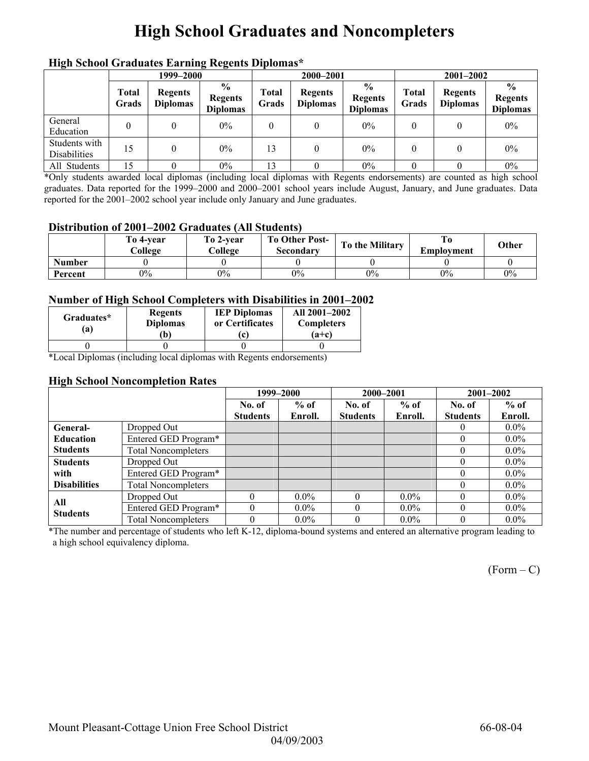# High School Graduates and Noncompleters

### High School Graduates Earning Regents Diplomas*

| | 1999–2000 | | | 2000–2001 | | | 2001–2002 | | |
|---|---|---|---|---|---|---|---|---|---|
| | Total Grads | Regents Diplomas | % Regents Diplomas | Total Grads | Regents Diplomas | % Regents Diplomas | Total Grads | Regents Diplomas | % Regents Diplomas |
| General Education | 0 | 0 | 0% | 0 | 0 | 0% | 0 | 0 | 0% |
| Students with Disabilities | 15 | 0 | 0% | 13 | 0 | 0% | 0 | 0 | 0% |
| All Students | 15 | 0 | 0% | 13 | 0 | 0% | 0 | 0 | 0% |

*Only students awarded local diplomas (including local diplomas with Regents endorsements) are counted as high school graduates. Data reported for the 1999–2000 and 2000–2001 school years include August, January, and June graduates. Data reported for the 2001–2002 school year include only January and June graduates.

### Distribution of 2001–2002 Graduates (All Students)

| | To 4-year College | To 2-year College | To Other Post-Secondary | To the Military | To Employment | Other |
|---|---|---|---|---|---|---|
| Number | 0 | 0 | 0 | 0 | 0 | 0 |
| Percent | 0% | 0% | 0% | 0% | 0% | 0% |

### Number of High School Completers with Disabilities in 2001–2002

| Graduates* (a) | Regents Diplomas (b) | IEP Diplomas or Certificates (c) | All 2001–2002 Completers (a+c) |
|---|---|---|---|
| 0 | 0 | 0 | 0 |

*Local Diplomas (including local diplomas with Regents endorsements)

### High School Noncompletion Rates

| | | 1999–2000 | | 2000–2001 | | 2001–2002 | |
|---|---|---|---|---|---|---|---|
| | | No. of Students | % of Enroll. | No. of Students | % of Enroll. | No. of Students | % of Enroll. |
| General-Education Students | Dropped Out | | | | | 0 | 0.0% |
| | Entered GED Program* | | | | | 0 | 0.0% |
| | Total Noncompleters | | | | | 0 | 0.0% |
| Students with Disabilities | Dropped Out | | | | | 0 | 0.0% |
| | Entered GED Program* | | | | | 0 | 0.0% |
| | Total Noncompleters | | | | | 0 | 0.0% |
| All Students | Dropped Out | 0 | 0.0% | 0 | 0.0% | 0 | 0.0% |
| | Entered GED Program* | 0 | 0.0% | 0 | 0.0% | 0 | 0.0% |
| | Total Noncompleters | 0 | 0.0% | 0 | 0.0% | 0 | 0.0% |

*The number and percentage of students who left K-12, diploma-bound systems and entered an alternative program leading to a high school equivalency diploma.

(Form – C)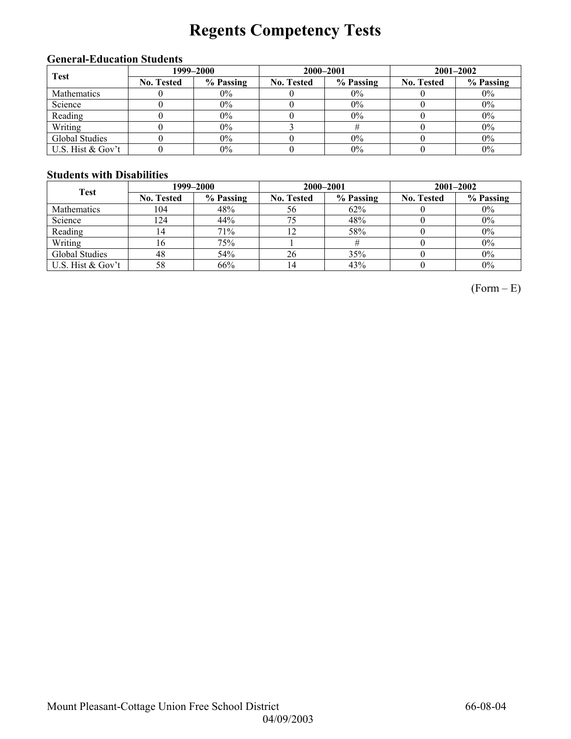# Regents Competency Tests

### General-Education Students

| Test | 1999–2000 | | 2000–2001 | | 2001–2002 | |
|---|---|---|---|---|---|---|
| | No. Tested | % Passing | No. Tested | % Passing | No. Tested | % Passing |
| Mathematics | 0 | 0% | 0 | 0% | 0 | 0% |
| Science | 0 | 0% | 0 | 0% | 0 | 0% |
| Reading | 0 | 0% | 0 | 0% | 0 | 0% |
| Writing | 0 | 0% | 3 | # | 0 | 0% |
| Global Studies | 0 | 0% | 0 | 0% | 0 | 0% |
| U.S. Hist & Gov't | 0 | 0% | 0 | 0% | 0 | 0% |

### Students with Disabilities

| Test | 1999–2000 | | 2000–2001 | | 2001–2002 | |
|---|---|---|---|---|---|---|
| | No. Tested | % Passing | No. Tested | % Passing | No. Tested | % Passing |
| Mathematics | 104 | 48% | 56 | 62% | 0 | 0% |
| Science | 124 | 44% | 75 | 48% | 0 | 0% |
| Reading | 14 | 71% | 12 | 58% | 0 | 0% |
| Writing | 16 | 75% | 1 | # | 0 | 0% |
| Global Studies | 48 | 54% | 26 | 35% | 0 | 0% |
| U.S. Hist & Gov't | 58 | 66% | 14 | 43% | 0 | 0% |

(Form – E)

Mount Pleasant-Cottage Union Free School District 66-08-04

04/09/2003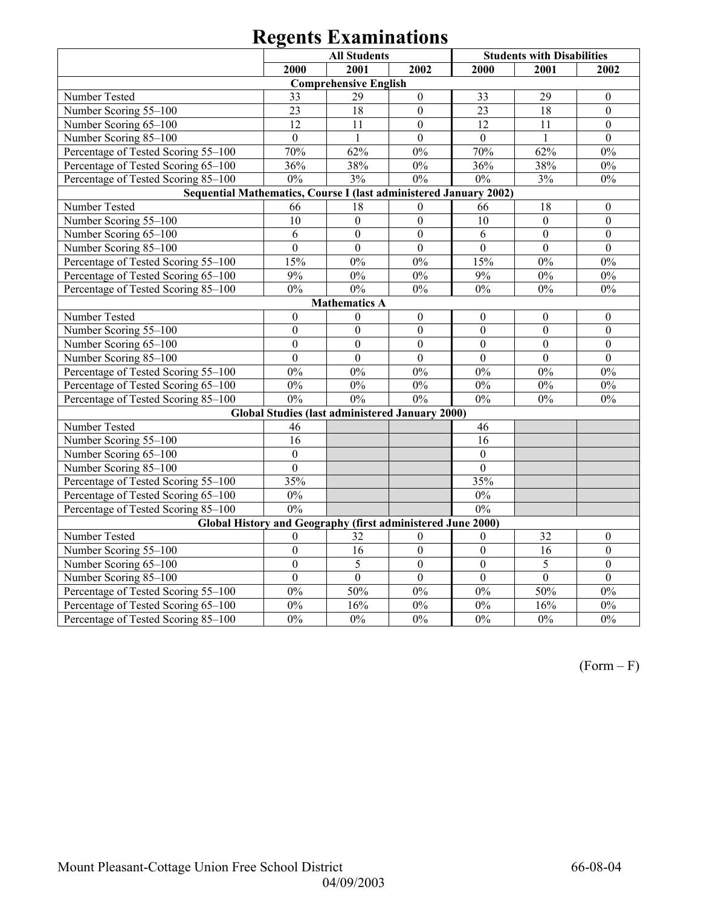# Regents Examinations

| | All Students | | | Students with Disabilities | | |
|---|---|---|---|---|---|---|
| | 2000 | 2001 | 2002 | 2000 | 2001 | 2002 |
| **Comprehensive English** | | | | | | |
| Number Tested | 33 | 29 | 0 | 33 | 29 | 0 |
| Number Scoring 55–100 | 23 | 18 | 0 | 23 | 18 | 0 |
| Number Scoring 65–100 | 12 | 11 | 0 | 12 | 11 | 0 |
| Number Scoring 85–100 | 0 | 1 | 0 | 0 | 1 | 0 |
| Percentage of Tested Scoring 55–100 | 70% | 62% | 0% | 70% | 62% | 0% |
| Percentage of Tested Scoring 65–100 | 36% | 38% | 0% | 36% | 38% | 0% |
| Percentage of Tested Scoring 85–100 | 0% | 3% | 0% | 0% | 3% | 0% |
| **Sequential Mathematics, Course I (last administered January 2002)** | | | | | | |
| Number Tested | 66 | 18 | 0 | 66 | 18 | 0 |
| Number Scoring 55–100 | 10 | 0 | 0 | 10 | 0 | 0 |
| Number Scoring 65–100 | 6 | 0 | 0 | 6 | 0 | 0 |
| Number Scoring 85–100 | 0 | 0 | 0 | 0 | 0 | 0 |
| Percentage of Tested Scoring 55–100 | 15% | 0% | 0% | 15% | 0% | 0% |
| Percentage of Tested Scoring 65–100 | 9% | 0% | 0% | 9% | 0% | 0% |
| Percentage of Tested Scoring 85–100 | 0% | 0% | 0% | 0% | 0% | 0% |
| **Mathematics A** | | | | | | |
| Number Tested | 0 | 0 | 0 | 0 | 0 | 0 |
| Number Scoring 55–100 | 0 | 0 | 0 | 0 | 0 | 0 |
| Number Scoring 65–100 | 0 | 0 | 0 | 0 | 0 | 0 |
| Number Scoring 85–100 | 0 | 0 | 0 | 0 | 0 | 0 |
| Percentage of Tested Scoring 55–100 | 0% | 0% | 0% | 0% | 0% | 0% |
| Percentage of Tested Scoring 65–100 | 0% | 0% | 0% | 0% | 0% | 0% |
| Percentage of Tested Scoring 85–100 | 0% | 0% | 0% | 0% | 0% | 0% |
| **Global Studies (last administered January 2000)** | | | | | | |
| Number Tested | 46 | | | 46 | | |
| Number Scoring 55–100 | 16 | | | 16 | | |
| Number Scoring 65–100 | 0 | | | 0 | | |
| Number Scoring 85–100 | 0 | | | 0 | | |
| Percentage of Tested Scoring 55–100 | 35% | | | 35% | | |
| Percentage of Tested Scoring 65–100 | 0% | | | 0% | | |
| Percentage of Tested Scoring 85–100 | 0% | | | 0% | | |
| **Global History and Geography (first administered June 2000)** | | | | | | |
| Number Tested | 0 | 32 | 0 | 0 | 32 | 0 |
| Number Scoring 55–100 | 0 | 16 | 0 | 0 | 16 | 0 |
| Number Scoring 65–100 | 0 | 5 | 0 | 0 | 5 | 0 |
| Number Scoring 85–100 | 0 | 0 | 0 | 0 | 0 | 0 |
| Percentage of Tested Scoring 55–100 | 0% | 50% | 0% | 0% | 50% | 0% |
| Percentage of Tested Scoring 65–100 | 0% | 16% | 0% | 0% | 16% | 0% |
| Percentage of Tested Scoring 85–100 | 0% | 0% | 0% | 0% | 0% | 0% |

(Form – F)

Mount Pleasant-Cottage Union Free School District 66-08-04

04/09/2003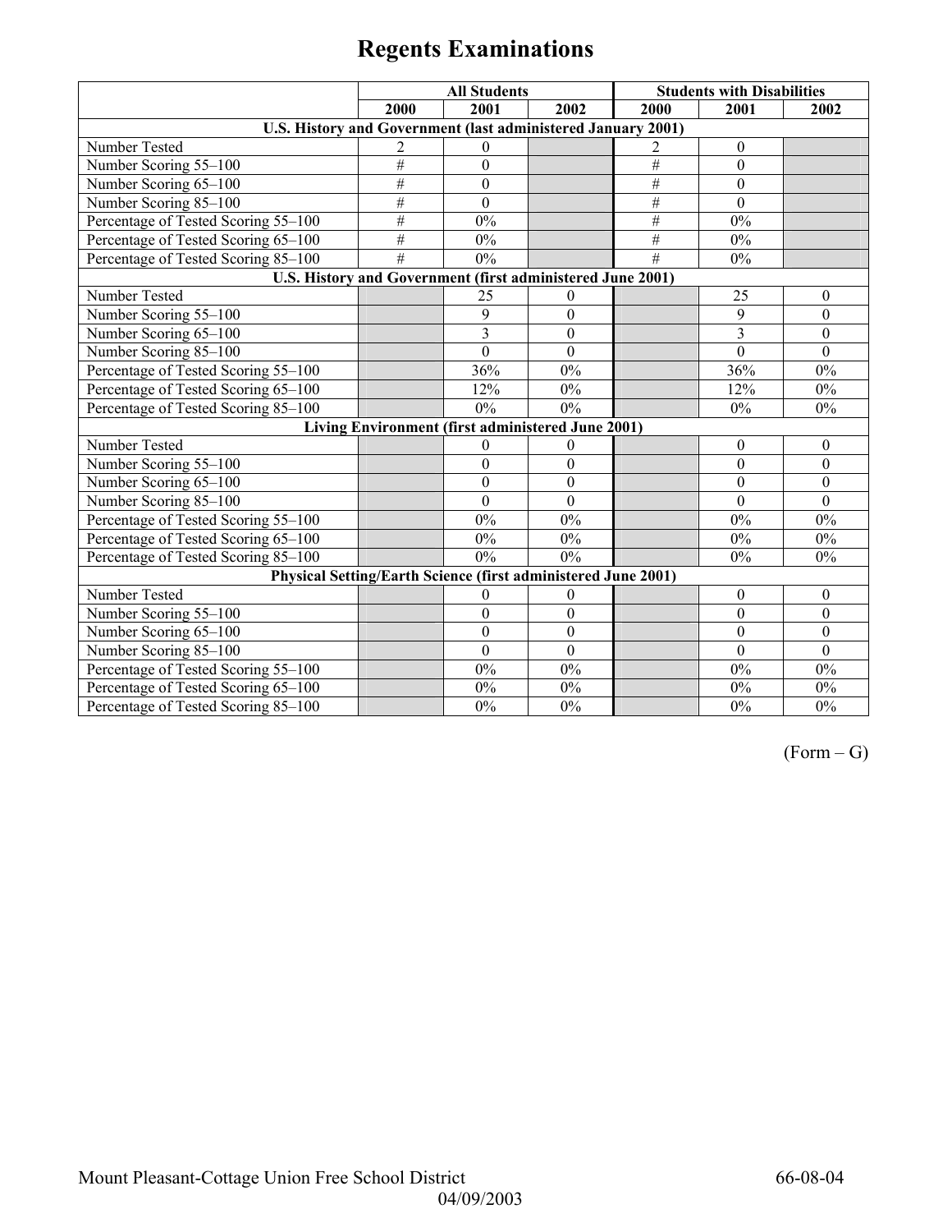# Regents Examinations

| | All Students | | | Students with Disabilities | | |
|---|---|---|---|---|---|---|
| | 2000 | 2001 | 2002 | 2000 | 2001 | 2002 |
| **U.S. History and Government (last administered January 2001)** | | | | | | |
| Number Tested | 2 | 0 | | 2 | 0 | |
| Number Scoring 55–100 | # | 0 | | # | 0 | |
| Number Scoring 65–100 | # | 0 | | # | 0 | |
| Number Scoring 85–100 | # | 0 | | # | 0 | |
| Percentage of Tested Scoring 55–100 | # | 0% | | # | 0% | |
| Percentage of Tested Scoring 65–100 | # | 0% | | # | 0% | |
| Percentage of Tested Scoring 85–100 | # | 0% | | # | 0% | |
| **U.S. History and Government (first administered June 2001)** | | | | | | |
| Number Tested | | 25 | 0 | | 25 | 0 |
| Number Scoring 55–100 | | 9 | 0 | | 9 | 0 |
| Number Scoring 65–100 | | 3 | 0 | | 3 | 0 |
| Number Scoring 85–100 | | 0 | 0 | | 0 | 0 |
| Percentage of Tested Scoring 55–100 | | 36% | 0% | | 36% | 0% |
| Percentage of Tested Scoring 65–100 | | 12% | 0% | | 12% | 0% |
| Percentage of Tested Scoring 85–100 | | 0% | 0% | | 0% | 0% |
| **Living Environment (first administered June 2001)** | | | | | | |
| Number Tested | | 0 | 0 | | 0 | 0 |
| Number Scoring 55–100 | | 0 | 0 | | 0 | 0 |
| Number Scoring 65–100 | | 0 | 0 | | 0 | 0 |
| Number Scoring 85–100 | | 0 | 0 | | 0 | 0 |
| Percentage of Tested Scoring 55–100 | | 0% | 0% | | 0% | 0% |
| Percentage of Tested Scoring 65–100 | | 0% | 0% | | 0% | 0% |
| Percentage of Tested Scoring 85–100 | | 0% | 0% | | 0% | 0% |
| **Physical Setting/Earth Science (first administered June 2001)** | | | | | | |
| Number Tested | | 0 | 0 | | 0 | 0 |
| Number Scoring 55–100 | | 0 | 0 | | 0 | 0 |
| Number Scoring 65–100 | | 0 | 0 | | 0 | 0 |
| Number Scoring 85–100 | | 0 | 0 | | 0 | 0 |
| Percentage of Tested Scoring 55–100 | | 0% | 0% | | 0% | 0% |
| Percentage of Tested Scoring 65–100 | | 0% | 0% | | 0% | 0% |
| Percentage of Tested Scoring 85–100 | | 0% | 0% | | 0% | 0% |

(Form – G)

Mount Pleasant-Cottage Union Free School District 66-08-04

04/09/2003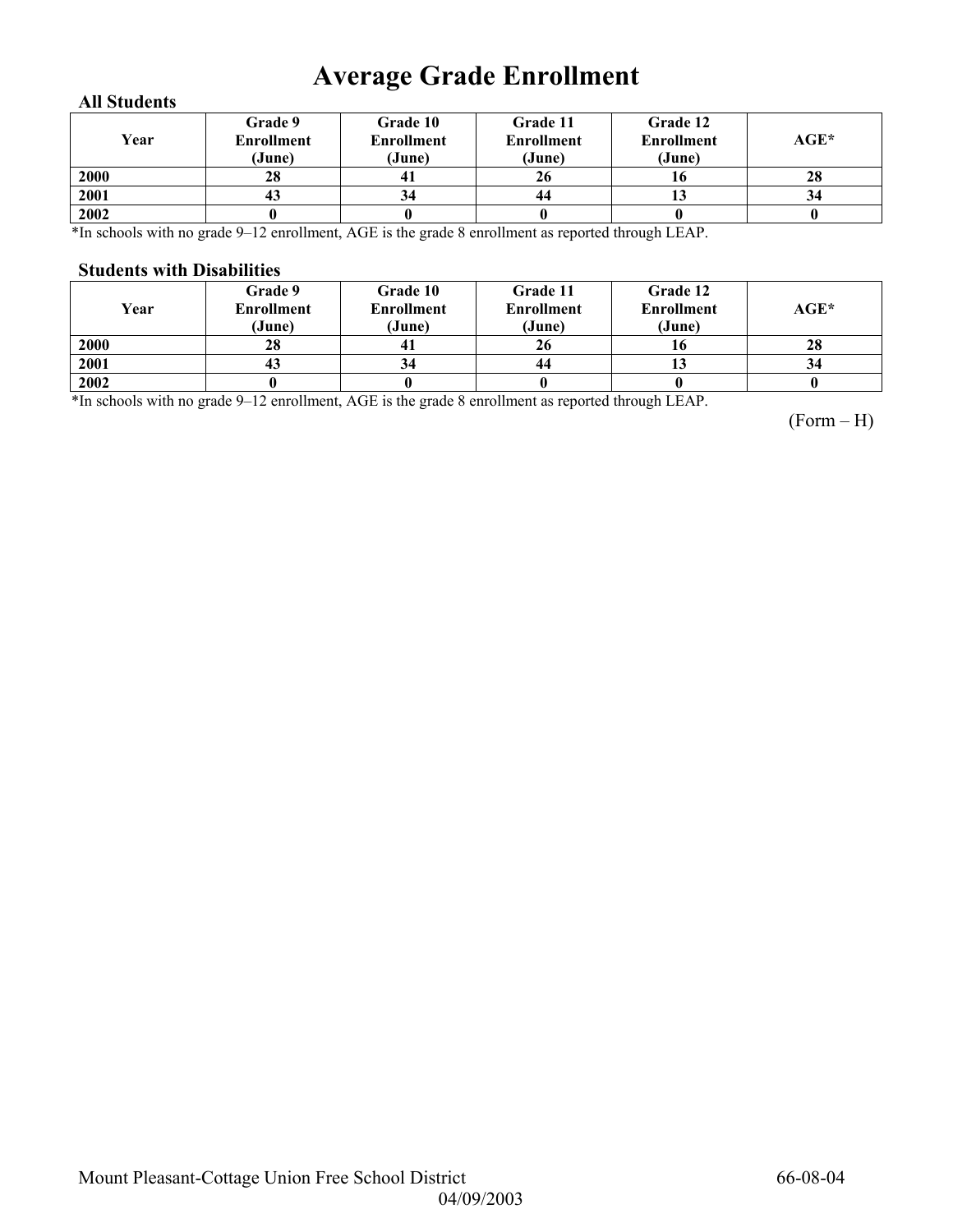# Average Grade Enrollment

**All Students**

| Year | Grade 9 Enrollment (June) | Grade 10 Enrollment (June) | Grade 11 Enrollment (June) | Grade 12 Enrollment (June) | AGE* |
|---|---|---|---|---|---|
| 2000 | 28 | 41 | 26 | 16 | 28 |
| 2001 | 43 | 34 | 44 | 13 | 34 |
| 2002 | 0 | 0 | 0 | 0 | 0 |

*In schools with no grade 9–12 enrollment, AGE is the grade 8 enrollment as reported through LEAP.

**Students with Disabilities**

| Year | Grade 9 Enrollment (June) | Grade 10 Enrollment (June) | Grade 11 Enrollment (June) | Grade 12 Enrollment (June) | AGE* |
|---|---|---|---|---|---|
| 2000 | 28 | 41 | 26 | 16 | 28 |
| 2001 | 43 | 34 | 44 | 13 | 34 |
| 2002 | 0 | 0 | 0 | 0 | 0 |

*In schools with no grade 9–12 enrollment, AGE is the grade 8 enrollment as reported through LEAP.

(Form – H)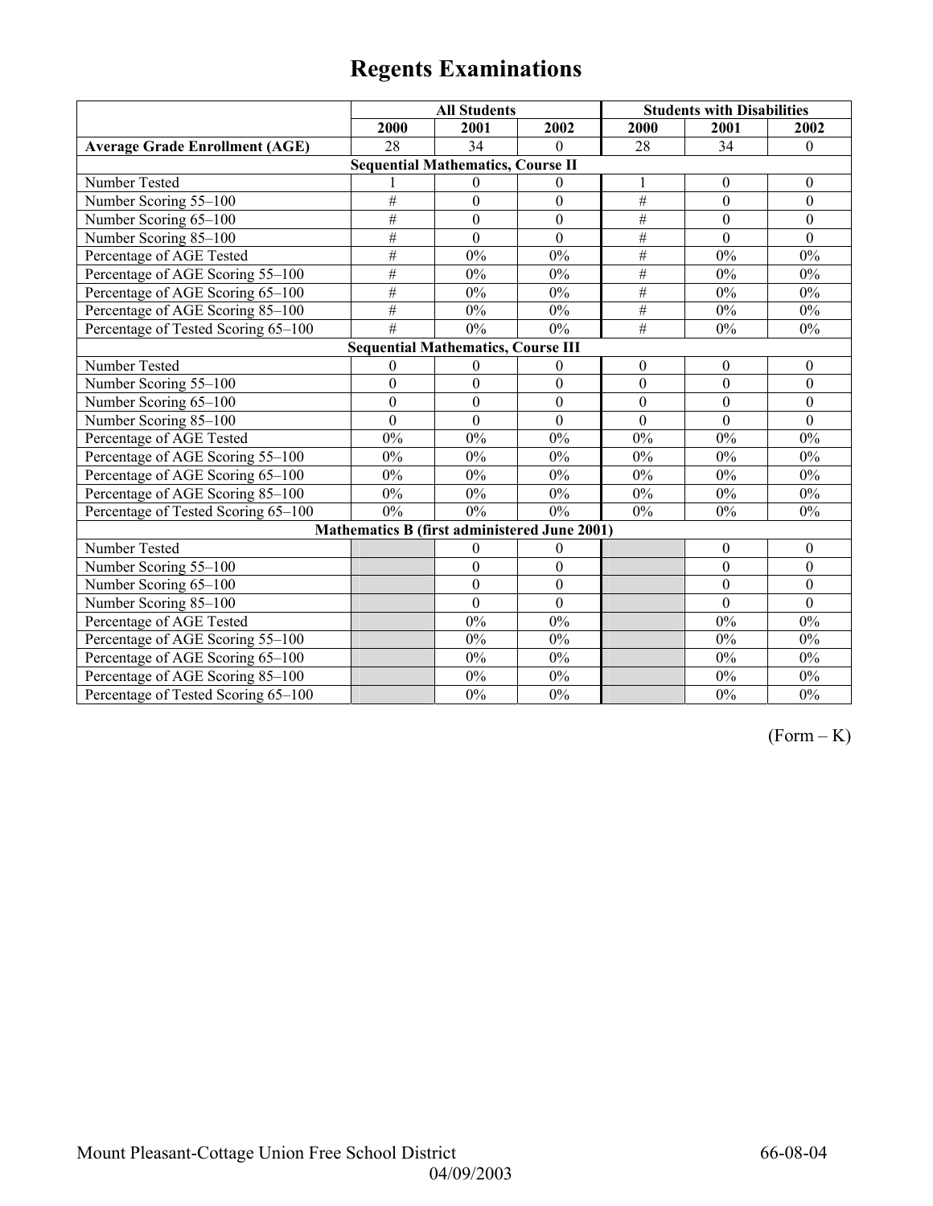# Regents Examinations

| | All Students | | | Students with Disabilities | | |
|---|---|---|---|---|---|---|
| | 2000 | 2001 | 2002 | 2000 | 2001 | 2002 |
| **Average Grade Enrollment (AGE)** | 28 | 34 | 0 | 28 | 34 | 0 |
| **Sequential Mathematics, Course II** | | | | | | |
| Number Tested | 1 | 0 | 0 | 1 | 0 | 0 |
| Number Scoring 55–100 | # | 0 | 0 | # | 0 | 0 |
| Number Scoring 65–100 | # | 0 | 0 | # | 0 | 0 |
| Number Scoring 85–100 | # | 0 | 0 | # | 0 | 0 |
| Percentage of AGE Tested | # | 0% | 0% | # | 0% | 0% |
| Percentage of AGE Scoring 55–100 | # | 0% | 0% | # | 0% | 0% |
| Percentage of AGE Scoring 65–100 | # | 0% | 0% | # | 0% | 0% |
| Percentage of AGE Scoring 85–100 | # | 0% | 0% | # | 0% | 0% |
| Percentage of Tested Scoring 65–100 | # | 0% | 0% | # | 0% | 0% |
| **Sequential Mathematics, Course III** | | | | | | |
| Number Tested | 0 | 0 | 0 | 0 | 0 | 0 |
| Number Scoring 55–100 | 0 | 0 | 0 | 0 | 0 | 0 |
| Number Scoring 65–100 | 0 | 0 | 0 | 0 | 0 | 0 |
| Number Scoring 85–100 | 0 | 0 | 0 | 0 | 0 | 0 |
| Percentage of AGE Tested | 0% | 0% | 0% | 0% | 0% | 0% |
| Percentage of AGE Scoring 55–100 | 0% | 0% | 0% | 0% | 0% | 0% |
| Percentage of AGE Scoring 65–100 | 0% | 0% | 0% | 0% | 0% | 0% |
| Percentage of AGE Scoring 85–100 | 0% | 0% | 0% | 0% | 0% | 0% |
| Percentage of Tested Scoring 65–100 | 0% | 0% | 0% | 0% | 0% | 0% |
| **Mathematics B (first administered June 2001)** | | | | | | |
| Number Tested | | 0 | 0 | | 0 | 0 |
| Number Scoring 55–100 | | 0 | 0 | | 0 | 0 |
| Number Scoring 65–100 | | 0 | 0 | | 0 | 0 |
| Number Scoring 85–100 | | 0 | 0 | | 0 | 0 |
| Percentage of AGE Tested | | 0% | 0% | | 0% | 0% |
| Percentage of AGE Scoring 55–100 | | 0% | 0% | | 0% | 0% |
| Percentage of AGE Scoring 65–100 | | 0% | 0% | | 0% | 0% |
| Percentage of AGE Scoring 85–100 | | 0% | 0% | | 0% | 0% |
| Percentage of Tested Scoring 65–100 | | 0% | 0% | | 0% | 0% |

(Form – K)

Mount Pleasant-Cottage Union Free School District 66-08-04

04/09/2003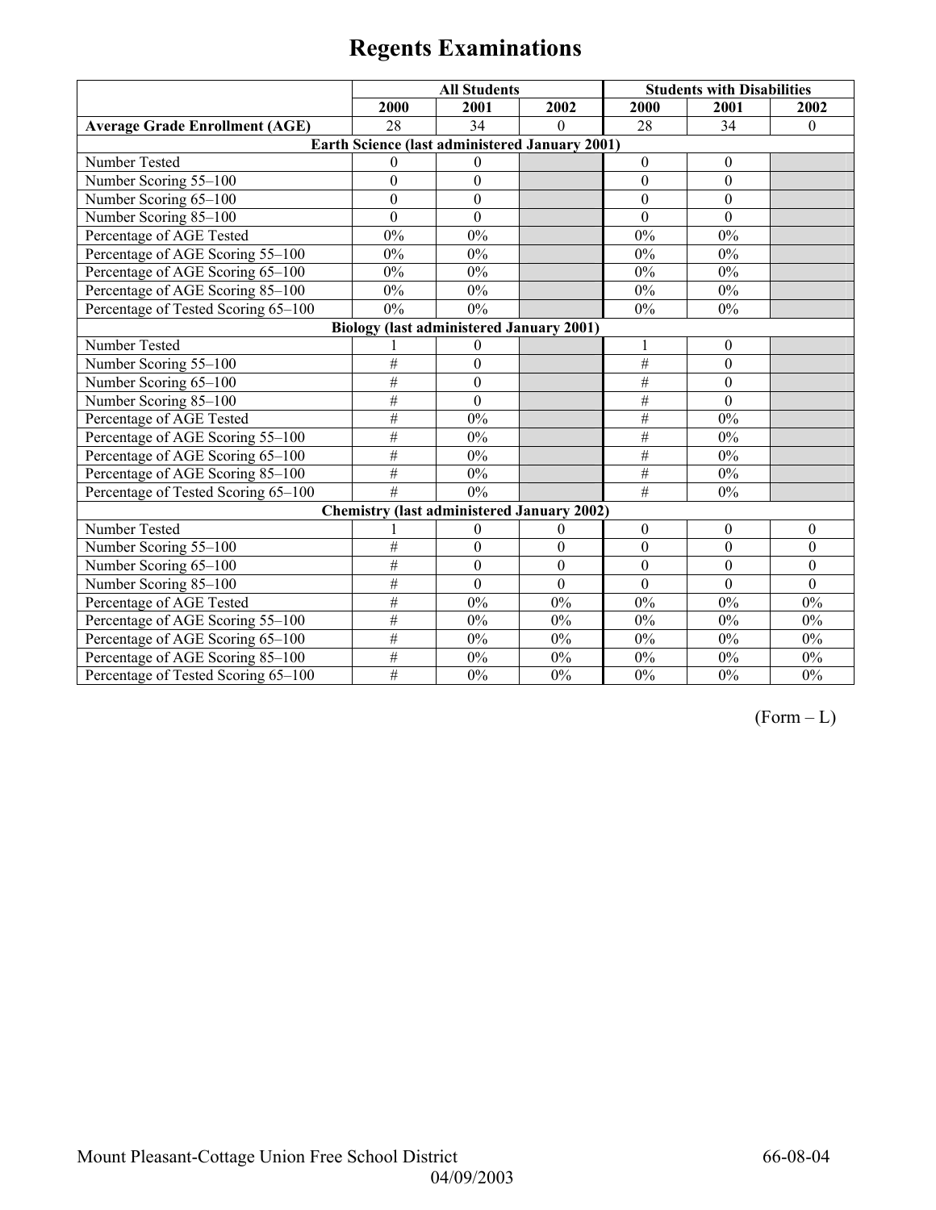# Regents Examinations

| | All Students | | | Students with Disabilities | | |
|---|---|---|---|---|---|---|
| | 2000 | 2001 | 2002 | 2000 | 2001 | 2002 |
| **Average Grade Enrollment (AGE)** | 28 | 34 | 0 | 28 | 34 | 0 |
| **Earth Science (last administered January 2001)** | | | | | | |
| Number Tested | 0 | 0 | | 0 | 0 | |
| Number Scoring 55–100 | 0 | 0 | | 0 | 0 | |
| Number Scoring 65–100 | 0 | 0 | | 0 | 0 | |
| Number Scoring 85–100 | 0 | 0 | | 0 | 0 | |
| Percentage of AGE Tested | 0% | 0% | | 0% | 0% | |
| Percentage of AGE Scoring 55–100 | 0% | 0% | | 0% | 0% | |
| Percentage of AGE Scoring 65–100 | 0% | 0% | | 0% | 0% | |
| Percentage of AGE Scoring 85–100 | 0% | 0% | | 0% | 0% | |
| Percentage of Tested Scoring 65–100 | 0% | 0% | | 0% | 0% | |
| **Biology (last administered January 2001)** | | | | | | |
| Number Tested | 1 | 0 | | 1 | 0 | |
| Number Scoring 55–100 | # | 0 | | # | 0 | |
| Number Scoring 65–100 | # | 0 | | # | 0 | |
| Number Scoring 85–100 | # | 0 | | # | 0 | |
| Percentage of AGE Tested | # | 0% | | # | 0% | |
| Percentage of AGE Scoring 55–100 | # | 0% | | # | 0% | |
| Percentage of AGE Scoring 65–100 | # | 0% | | # | 0% | |
| Percentage of AGE Scoring 85–100 | # | 0% | | # | 0% | |
| Percentage of Tested Scoring 65–100 | # | 0% | | # | 0% | |
| **Chemistry (last administered January 2002)** | | | | | | |
| Number Tested | 1 | 0 | 0 | 0 | 0 | 0 |
| Number Scoring 55–100 | # | 0 | 0 | 0 | 0 | 0 |
| Number Scoring 65–100 | # | 0 | 0 | 0 | 0 | 0 |
| Number Scoring 85–100 | # | 0 | 0 | 0 | 0 | 0 |
| Percentage of AGE Tested | # | 0% | 0% | 0% | 0% | 0% |
| Percentage of AGE Scoring 55–100 | # | 0% | 0% | 0% | 0% | 0% |
| Percentage of AGE Scoring 65–100 | # | 0% | 0% | 0% | 0% | 0% |
| Percentage of AGE Scoring 85–100 | # | 0% | 0% | 0% | 0% | 0% |
| Percentage of Tested Scoring 65–100 | # | 0% | 0% | 0% | 0% | 0% |

(Form – L)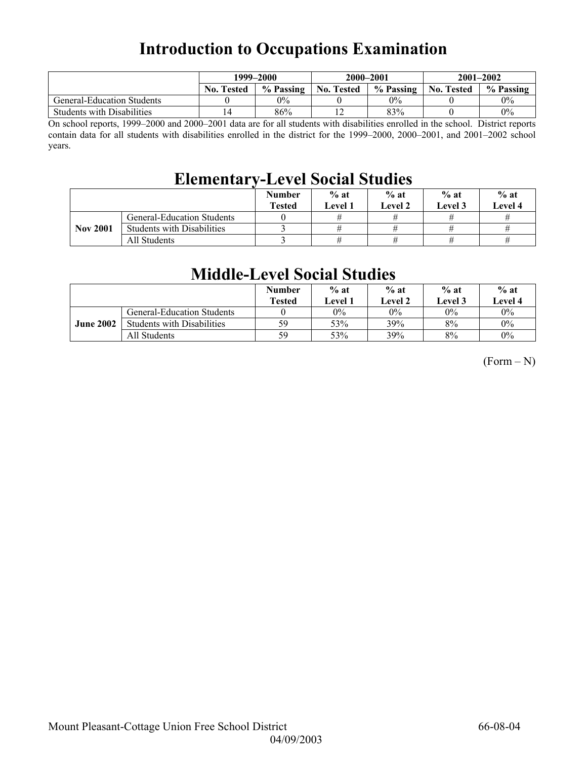# Introduction to Occupations Examination

| | 1999–2000 | | 2000–2001 | | 2001–2002 | |
|---|---|---|---|---|---|---|
| | No. Tested | % Passing | No. Tested | % Passing | No. Tested | % Passing |
| General-Education Students | 0 | 0% | 0 | 0% | 0 | 0% |
| Students with Disabilities | 14 | 86% | 12 | 83% | 0 | 0% |

On school reports, 1999–2000 and 2000–2001 data are for all students with disabilities enrolled in the school. District reports contain data for all students with disabilities enrolled in the district for the 1999–2000, 2000–2001, and 2001–2002 school years.

# Elementary-Level Social Studies

| | | Number Tested | % at Level 1 | % at Level 2 | % at Level 3 | % at Level 4 |
|---|---|---|---|---|---|---|
| Nov 2001 | General-Education Students | 0 | # | # | # | # |
| | Students with Disabilities | 3 | # | # | # | # |
| | All Students | 3 | # | # | # | # |

# Middle-Level Social Studies

| | | Number Tested | % at Level 1 | % at Level 2 | % at Level 3 | % at Level 4 |
|---|---|---|---|---|---|---|
| June 2002 | General-Education Students | 0 | 0% | 0% | 0% | 0% |
| | Students with Disabilities | 59 | 53% | 39% | 8% | 0% |
| | All Students | 59 | 53% | 39% | 8% | 0% |

(Form – N)